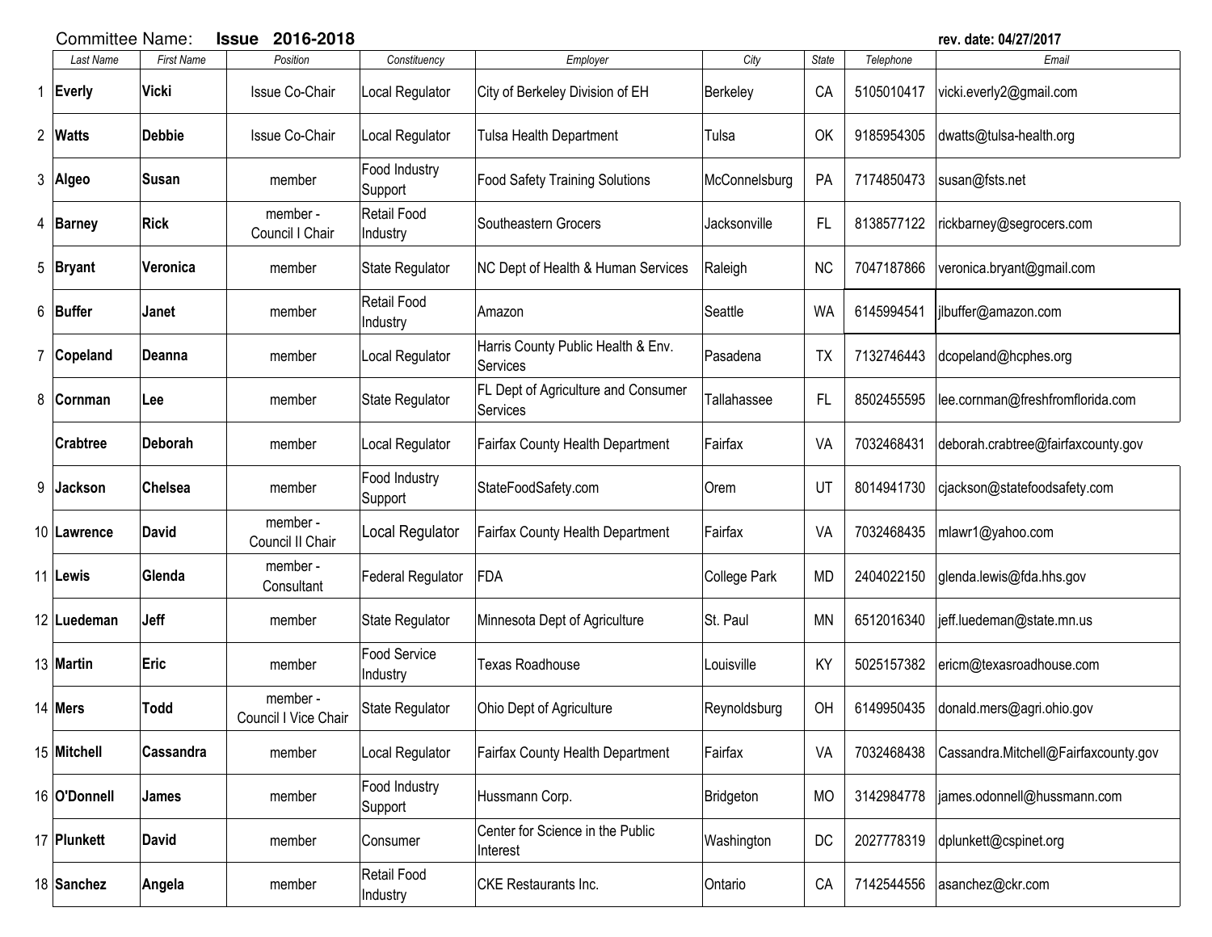Committee Name: **Issue 2016-2018** **rev. date: 04/27/2017**

| | Last Name | First Name | Position | Constituency | Employer | City | State | Telephone | Email |
|---|---|---|---|---|---|---|---|---|---|
| 1 | **Everly** | **Vicki** | Issue Co-Chair | Local Regulator | City of Berkeley Division of EH | Berkeley | CA | 5105010417 | vicki.everly2@gmail.com |
| 2 | **Watts** | **Debbie** | Issue Co-Chair | Local Regulator | Tulsa Health Department | Tulsa | OK | 9185954305 | dwatts@tulsa-health.org |
| 3 | **Algeo** | **Susan** | member | Food Industry Support | Food Safety Training Solutions | McConnelsburg | PA | 7174850473 | susan@fsts.net |
| 4 | **Barney** | **Rick** | member - Council I Chair | Retail Food Industry | Southeastern Grocers | Jacksonville | FL | 8138577122 | rickbarney@segrocers.com |
| 5 | **Bryant** | **Veronica** | member | State Regulator | NC Dept of Health & Human Services | Raleigh | NC | 7047187866 | veronica.bryant@gmail.com |
| 6 | **Buffer** | **Janet** | member | Retail Food Industry | Amazon | Seattle | WA | 6145994541 | jlbuffer@amazon.com |
| 7 | **Copeland** | **Deanna** | member | Local Regulator | Harris County Public Health & Env. Services | Pasadena | TX | 7132746443 | dcopeland@hcphes.org |
| 8 | **Cornman** | **Lee** | member | State Regulator | FL Dept of Agriculture and Consumer Services | Tallahassee | FL | 8502455595 | lee.cornman@freshfromflorida.com |
| | **Crabtree** | **Deborah** | member | Local Regulator | Fairfax County Health Department | Fairfax | VA | 7032468431 | deborah.crabtree@fairfaxcounty.gov |
| 9 | **Jackson** | **Chelsea** | member | Food Industry Support | StateFoodSafety.com | Orem | UT | 8014941730 | cjackson@statefoodsafety.com |
| 10 | **Lawrence** | **David** | member - Council II Chair | Local Regulator | Fairfax County Health Department | Fairfax | VA | 7032468435 | mlawr1@yahoo.com |
| 11 | **Lewis** | **Glenda** | member - Consultant | Federal Regulator | FDA | College Park | MD | 2404022150 | glenda.lewis@fda.hhs.gov |
| 12 | **Luedeman** | **Jeff** | member | State Regulator | Minnesota Dept of Agriculture | St. Paul | MN | 6512016340 | jeff.luedeman@state.mn.us |
| 13 | **Martin** | **Eric** | member | Food Service Industry | Texas Roadhouse | Louisville | KY | 5025157382 | ericm@texasroadhouse.com |
| 14 | **Mers** | **Todd** | member - Council I Vice Chair | State Regulator | Ohio Dept of Agriculture | Reynoldsburg | OH | 6149950435 | donald.mers@agri.ohio.gov |
| 15 | **Mitchell** | **Cassandra** | member | Local Regulator | Fairfax County Health Department | Fairfax | VA | 7032468438 | Cassandra.Mitchell@Fairfaxcounty.gov |
| 16 | **O'Donnell** | **James** | member | Food Industry Support | Hussmann Corp. | Bridgeton | MO | 3142984778 | james.odonnell@hussmann.com |
| 17 | **Plunkett** | **David** | member | Consumer | Center for Science in the Public Interest | Washington | DC | 2027778319 | dplunkett@cspinet.org |
| 18 | **Sanchez** | **Angela** | member | Retail Food Industry | CKE Restaurants Inc. | Ontario | CA | 7142544556 | asanchez@ckr.com |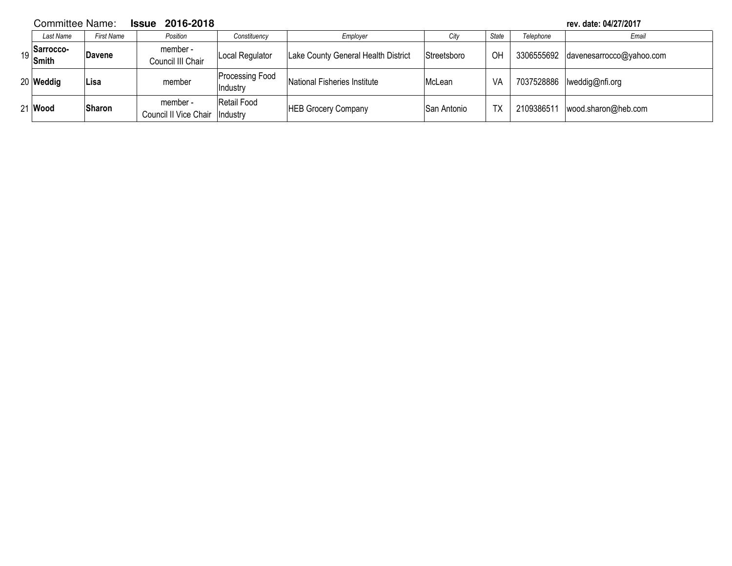Committee Name: **Issue 2016-2018** **rev. date: 04/27/2017**

| | Last Name | First Name | Position | Constituency | Employer | City | State | Telephone | Email |
|---|---|---|---|---|---|---|---|---|---|
| 19 | **Sarrocco-Smith** | **Davene** | member - Council III Chair | Local Regulator | Lake County General Health District | Streetsboro | OH | 3306555692 | davenesarrocco@yahoo.com |
| 20 | **Weddig** | **Lisa** | member | Processing Food Industry | National Fisheries Institute | McLean | VA | 7037528886 | lweddig@nfi.org |
| 21 | **Wood** | **Sharon** | member - Council II Vice Chair | Retail Food Industry | HEB Grocery Company | San Antonio | TX | 2109386511 | wood.sharon@heb.com |